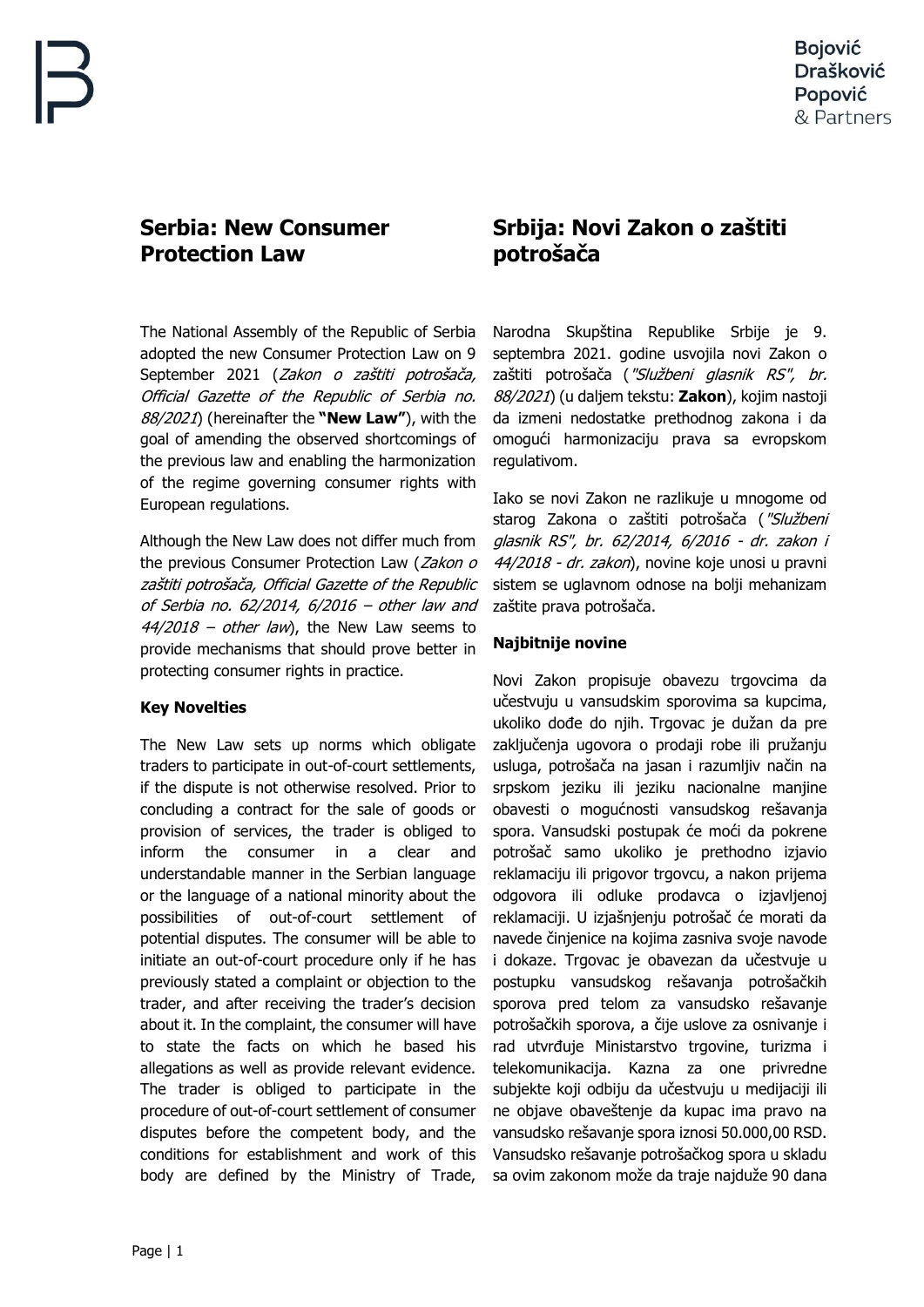# Serbia: New Consumer Protection Law

The National Assembly of the Republic of Serbia adopted the new Consumer Protection Law on 9 September 2021 (*Zakon o zaštiti potrošača, Official Gazette of the Republic of Serbia no. 88/2021*) (hereinafter the **"New Law"**), with the goal of amending the observed shortcomings of the previous law and enabling the harmonization of the regime governing consumer rights with European regulations.

Although the New Law does not differ much from the previous Consumer Protection Law (*Zakon o zaštiti potrošača, Official Gazette of the Republic of Serbia no. 62/2014, 6/2016 – other law and 44/2018 – other law*), the New Law seems to provide mechanisms that should prove better in protecting consumer rights in practice.

**Key Novelties**

The New Law sets up norms which obligate traders to participate in out-of-court settlements, if the dispute is not otherwise resolved. Prior to concluding a contract for the sale of goods or provision of services, the trader is obliged to inform the consumer in a clear and understandable manner in the Serbian language or the language of a national minority about the possibilities of out-of-court settlement of potential disputes. The consumer will be able to initiate an out-of-court procedure only if he has previously stated a complaint or objection to the trader, and after receiving the trader's decision about it. In the complaint, the consumer will have to state the facts on which he based his allegations as well as provide relevant evidence. The trader is obliged to participate in the procedure of out-of-court settlement of consumer disputes before the competent body, and the conditions for establishment and work of this body are defined by the Ministry of Trade,

# Srbija: Novi Zakon o zaštiti potrošača

Narodna Skupština Republike Srbije je 9. septembra 2021. godine usvojila novi Zakon o zaštiti potrošača (*"Službeni glasnik RS", br. 88/2021*) (u daljem tekstu: **Zakon**), kojim nastoji da izmeni nedostatke prethodnog zakona i da omogući harmonizaciju prava sa evropskom regulativom.

Iako se novi Zakon ne razlikuje u mnogome od starog Zakona o zaštiti potrošača (*"Službeni glasnik RS", br. 62/2014, 6/2016 - dr. zakon i 44/2018 - dr. zakon*), novine koje unosi u pravni sistem se uglavnom odnose na bolji mehanizam zaštite prava potrošača.

**Najbitnije novine**

Novi Zakon propisuje obavezu trgovcima da učestvuju u vansudskim sporovima sa kupcima, ukoliko dođe do njih. Trgovac je dužan da pre zaključenja ugovora o prodaji robe ili pružanju usluga, potrošača na jasan i razumljiv način na srpskom jeziku ili jeziku nacionalne manjine obavesti o mogućnosti vansudskog rešavanja spora. Vansudski postupak će moći da pokrene potrošač samo ukoliko je prethodno izjavio reklamaciju ili prigovor trgovcu, a nakon prijema odgovora ili odluke prodavca o izjavljenoj reklamaciji. U izjašnjenju potrošač će morati da navede činjenice na kojima zasniva svoje navode i dokaze. Trgovac je obavezan da učestvuje u postupku vansudskog rešavanja potrošačkih sporova pred telom za vansudsko rešavanje potrošačkih sporova, a čije uslove za osnivanje i rad utvrđuje Ministarstvo trgovine, turizma i telekomunikacija. Kazna za one privredne subjekte koji odbiju da učestvuju u medijaciji ili ne objave obaveštenje da kupac ima pravo na vansudsko rešavanje spora iznosi 50.000,00 RSD. Vansudsko rešavanje potrošačkog spora u skladu sa ovim zakonom može da traje najduže 90 dana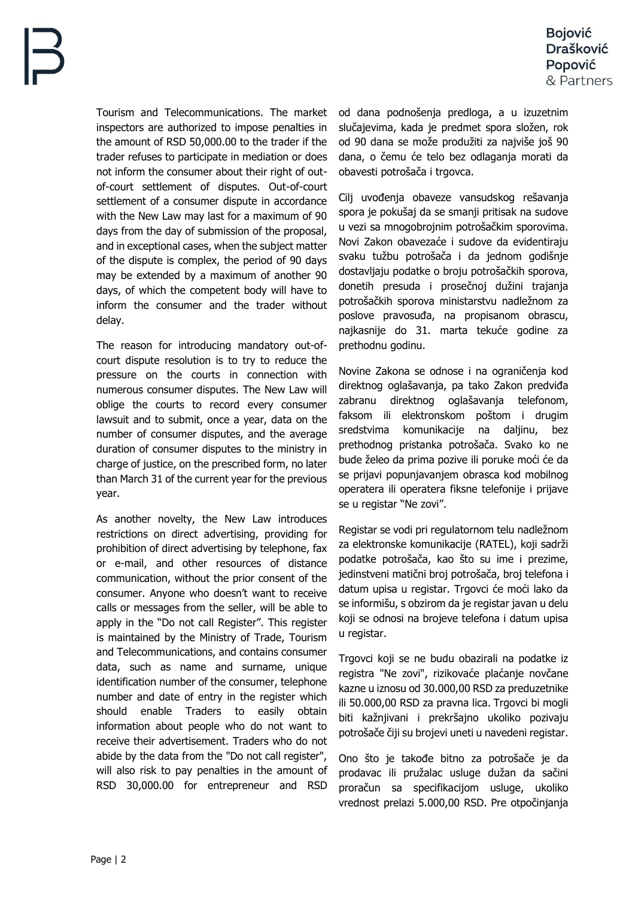Tourism and Telecommunications. The market inspectors are authorized to impose penalties in the amount of RSD 50,000.00 to the trader if the trader refuses to participate in mediation or does not inform the consumer about their right of out-of-court settlement of disputes. Out-of-court settlement of a consumer dispute in accordance with the New Law may last for a maximum of 90 days from the day of submission of the proposal, and in exceptional cases, when the subject matter of the dispute is complex, the period of 90 days may be extended by a maximum of another 90 days, of which the competent body will have to inform the consumer and the trader without delay.

The reason for introducing mandatory out-of-court dispute resolution is to try to reduce the pressure on the courts in connection with numerous consumer disputes. The New Law will oblige the courts to record every consumer lawsuit and to submit, once a year, data on the number of consumer disputes, and the average duration of consumer disputes to the ministry in charge of justice, on the prescribed form, no later than March 31 of the current year for the previous year.

As another novelty, the New Law introduces restrictions on direct advertising, providing for prohibition of direct advertising by telephone, fax or e-mail, and other resources of distance communication, without the prior consent of the consumer. Anyone who doesn't want to receive calls or messages from the seller, will be able to apply in the "Do not call Register". This register is maintained by the Ministry of Trade, Tourism and Telecommunications, and contains consumer data, such as name and surname, unique identification number of the consumer, telephone number and date of entry in the register which should enable Traders to easily obtain information about people who do not want to receive their advertisement. Traders who do not abide by the data from the "Do not call register", will also risk to pay penalties in the amount of RSD 30,000.00 for entrepreneur and RSD

od dana podnošenja predloga, a u izuzetnim slučajevima, kada je predmet spora složen, rok od 90 dana se može produžiti za najviše još 90 dana, o čemu će telo bez odlaganja morati da obavesti potrošača i trgovca.

Cilj uvođenja obaveze vansudskog rešavanja spora je pokušaj da se smanji pritisak na sudove u vezi sa mnogobrojnim potrošačkim sporovima. Novi Zakon obavezaće i sudove da evidentiraju svaku tužbu potrošača i da jednom godišnje dostavljaju podatke o broju potrošačkih sporova, donetih presuda i prosečnoj dužini trajanja potrošačkih sporova ministarstvu nadležnom za poslove pravosuđa, na propisanom obrascu, najkasnije do 31. marta tekuće godine za prethodnu godinu.

Novine Zakona se odnose i na ograničenja kod direktnog oglašavanja, pa tako Zakon predviđa zabranu direktnog oglašavanja telefonom, faksom ili elektronskom poštom i drugim sredstvima komunikacije na daljinu, bez prethodnog pristanka potrošača. Svako ko ne bude želeo da prima pozive ili poruke moći će da se prijavi popunjavanjem obrasca kod mobilnog operatera ili operatera fiksne telefonije i prijave se u registar "Ne zovi".

Registar se vodi pri regulatornom telu nadležnom za elektronske komunikacije (RATEL), koji sadrži podatke potrošača, kao što su ime i prezime, jedinstveni matični broj potrošača, broj telefona i datum upisa u registar. Trgovci će moći lako da se informišu, s obzirom da je registar javan u delu koji se odnosi na brojeve telefona i datum upisa u registar.

Trgovci koji se ne budu obazirali na podatke iz registra "Ne zovi", rizikovaće plaćanje novčane kazne u iznosu od 30.000,00 RSD za preduzetnike ili 50.000,00 RSD za pravna lica. Trgovci bi mogli biti kažnjivani i prekršajno ukoliko pozivaju potrošače čiji su brojevi uneti u navedeni registar.

Ono što je takođe bitno za potrošače je da prodavac ili pružalac usluge dužan da sačini proračun sa specifikacijom usluge, ukoliko vrednost prelazi 5.000,00 RSD. Pre otpočinjanja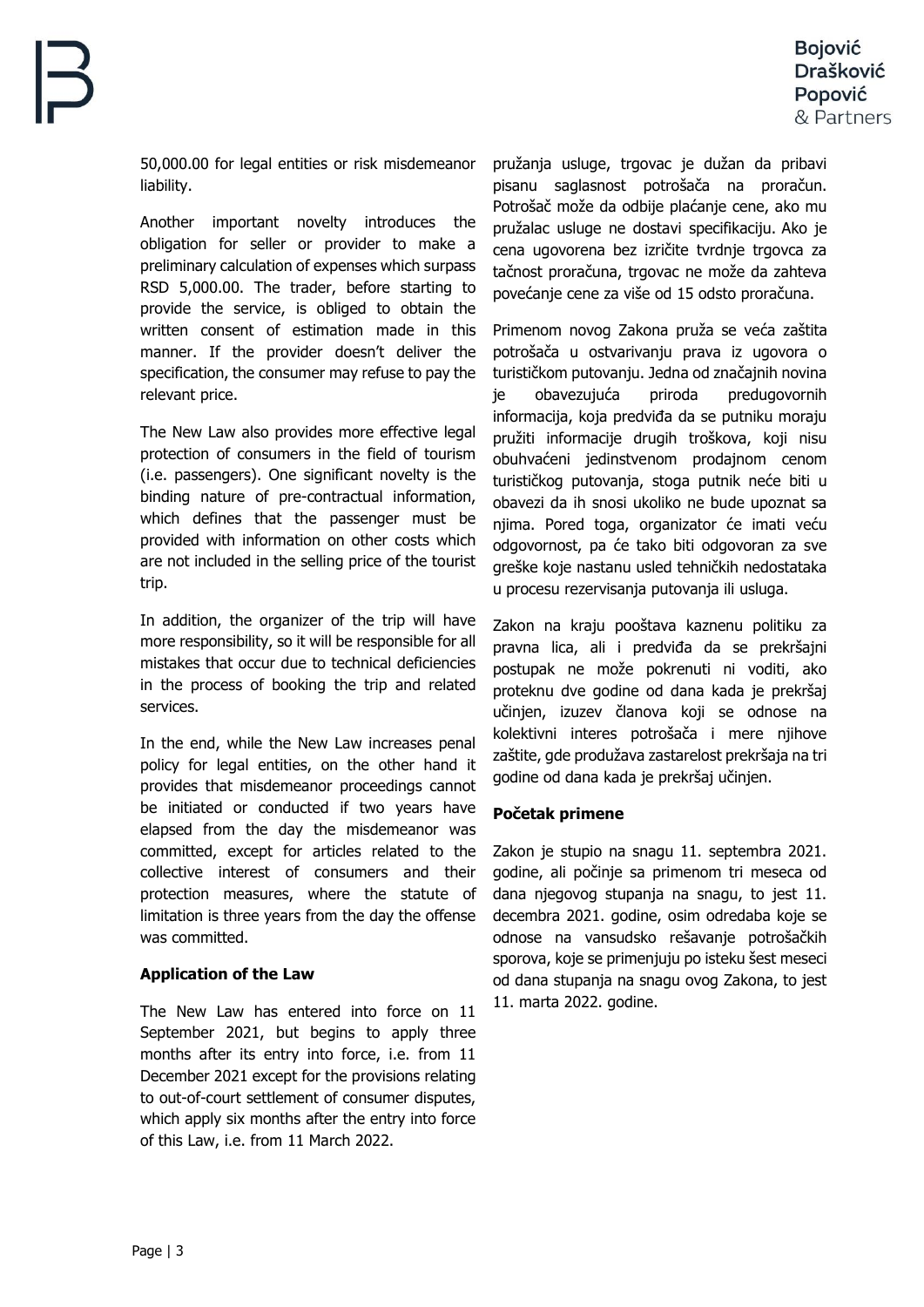50,000.00 for legal entities or risk misdemeanor liability.

Another important novelty introduces the obligation for seller or provider to make a preliminary calculation of expenses which surpass RSD 5,000.00. The trader, before starting to provide the service, is obliged to obtain the written consent of estimation made in this manner. If the provider doesn't deliver the specification, the consumer may refuse to pay the relevant price.

The New Law also provides more effective legal protection of consumers in the field of tourism (i.e. passengers). One significant novelty is the binding nature of pre-contractual information, which defines that the passenger must be provided with information on other costs which are not included in the selling price of the tourist trip.

In addition, the organizer of the trip will have more responsibility, so it will be responsible for all mistakes that occur due to technical deficiencies in the process of booking the trip and related services.

In the end, while the New Law increases penal policy for legal entities, on the other hand it provides that misdemeanor proceedings cannot be initiated or conducted if two years have elapsed from the day the misdemeanor was committed, except for articles related to the collective interest of consumers and their protection measures, where the statute of limitation is three years from the day the offense was committed.

**Application of the Law**

The New Law has entered into force on 11 September 2021, but begins to apply three months after its entry into force, i.e. from 11 December 2021 except for the provisions relating to out-of-court settlement of consumer disputes, which apply six months after the entry into force of this Law, i.e. from 11 March 2022.

pružanja usluge, trgovac je dužan da pribavi pisanu saglasnost potrošača na proračun. Potrošač može da odbije plaćanje cene, ako mu pružalac usluge ne dostavi specifikaciju. Ako je cena ugovorena bez izričite tvrdnje trgovca za tačnost proračuna, trgovac ne može da zahteva povećanje cene za više od 15 odsto proračuna.

Primenom novog Zakona pruža se veća zaštita potrošača u ostvarivanju prava iz ugovora o turističkom putovanju. Jedna od značajnih novina je obavezujuća priroda predugovornih informacija, koja predviđa da se putniku moraju pružiti informacije drugih troškova, koji nisu obuhvaćeni jedinstvenom prodajnom cenom turističkog putovanja, stoga putnik neće biti u obavezi da ih snosi ukoliko ne bude upoznat sa njima. Pored toga, organizator će imati veću odgovornost, pa će tako biti odgovoran za sve greške koje nastanu usled tehničkih nedostataka u procesu rezervisanja putovanja ili usluga.

Zakon na kraju pooštava kaznenu politiku za pravna lica, ali i predviđa da se prekršajni postupak ne može pokrenuti ni voditi, ako proteknu dve godine od dana kada je prekršaj učinjen, izuzev članova koji se odnose na kolektivni interes potrošača i mere njihove zaštite, gde produžava zastarelost prekršaja na tri godine od dana kada je prekršaj učinjen.

**Početak primene**

Zakon je stupio na snagu 11. septembra 2021. godine, ali počinje sa primenom tri meseca od dana njegovog stupanja na snagu, to jest 11. decembra 2021. godine, osim odredaba koje se odnose na vansudsko rešavanje potrošačkih sporova, koje se primenjuju po isteku šest meseci od dana stupanja na snagu ovog Zakona, to jest 11. marta 2022. godine.